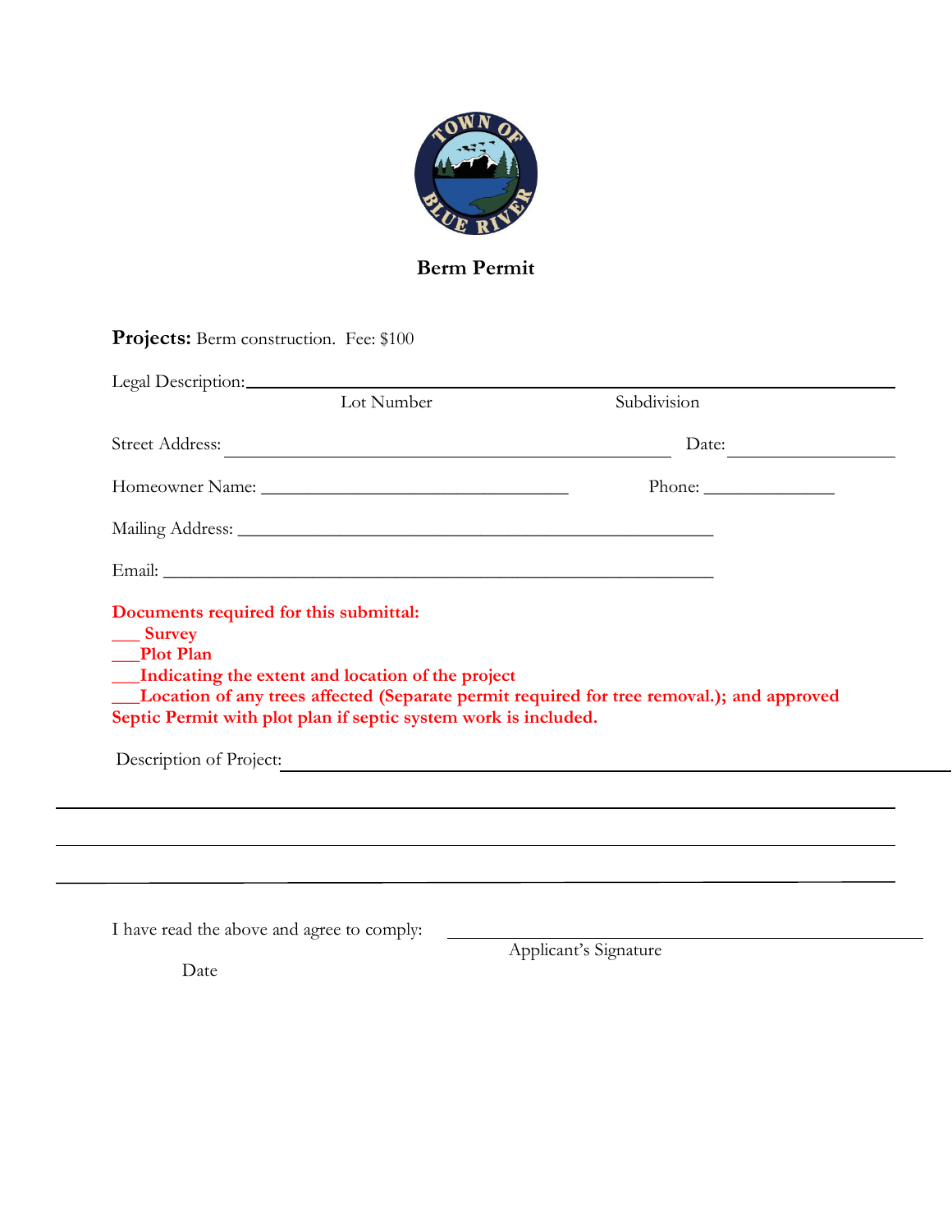# Berm Permit

**Projects:** Berm construction. Fee: $100

Legal Description: ____________________________________________
Lot Number Subdivision

Street Address: ____________________________________________ Date: ________________

Homeowner Name: ________________________________ Phone: ______________

Mailing Address: ______________________________________________

Email: ____________________________________________________

**Documents required for this submittal:**
**___ Survey**
**___Plot Plan**
**___Indicating the extent and location of the project**
**___Location of any trees affected (Separate permit required for tree removal.); and approved Septic Permit with plot plan if septic system work is included.**

Description of Project: ______________________________________________________________

________________________________________________________________________________

________________________________________________________________________________

________________________________________________________________________________

I have read the above and agree to comply: ________________________________________
Applicant's Signature

Date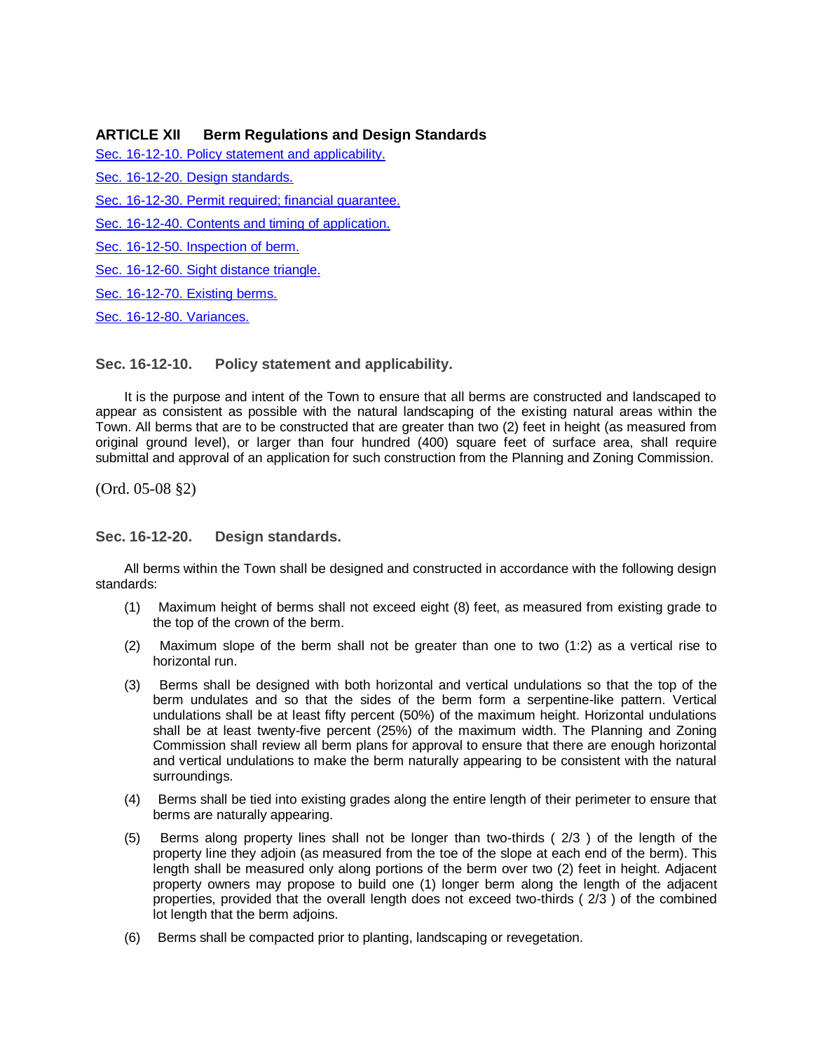## ARTICLE XII Berm Regulations and Design Standards

Sec. 16-12-10. Policy statement and applicability.

Sec. 16-12-20. Design standards.

Sec. 16-12-30. Permit required; financial guarantee.

Sec. 16-12-40. Contents and timing of application.

Sec. 16-12-50. Inspection of berm.

Sec. 16-12-60. Sight distance triangle.

Sec. 16-12-70. Existing berms.

Sec. 16-12-80. Variances.

### Sec. 16-12-10. Policy statement and applicability.

It is the purpose and intent of the Town to ensure that all berms are constructed and landscaped to appear as consistent as possible with the natural landscaping of the existing natural areas within the Town. All berms that are to be constructed that are greater than two (2) feet in height (as measured from original ground level), or larger than four hundred (400) square feet of surface area, shall require submittal and approval of an application for such construction from the Planning and Zoning Commission.

(Ord. 05-08 §2)

### Sec. 16-12-20. Design standards.

All berms within the Town shall be designed and constructed in accordance with the following design standards:

(1) Maximum height of berms shall not exceed eight (8) feet, as measured from existing grade to the top of the crown of the berm.

(2) Maximum slope of the berm shall not be greater than one to two (1:2) as a vertical rise to horizontal run.

(3) Berms shall be designed with both horizontal and vertical undulations so that the top of the berm undulates and so that the sides of the berm form a serpentine-like pattern. Vertical undulations shall be at least fifty percent (50%) of the maximum height. Horizontal undulations shall be at least twenty-five percent (25%) of the maximum width. The Planning and Zoning Commission shall review all berm plans for approval to ensure that there are enough horizontal and vertical undulations to make the berm naturally appearing to be consistent with the natural surroundings.

(4) Berms shall be tied into existing grades along the entire length of their perimeter to ensure that berms are naturally appearing.

(5) Berms along property lines shall not be longer than two-thirds ( 2/3 ) of the length of the property line they adjoin (as measured from the toe of the slope at each end of the berm). This length shall be measured only along portions of the berm over two (2) feet in height. Adjacent property owners may propose to build one (1) longer berm along the length of the adjacent properties, provided that the overall length does not exceed two-thirds ( 2/3 ) of the combined lot length that the berm adjoins.

(6) Berms shall be compacted prior to planting, landscaping or revegetation.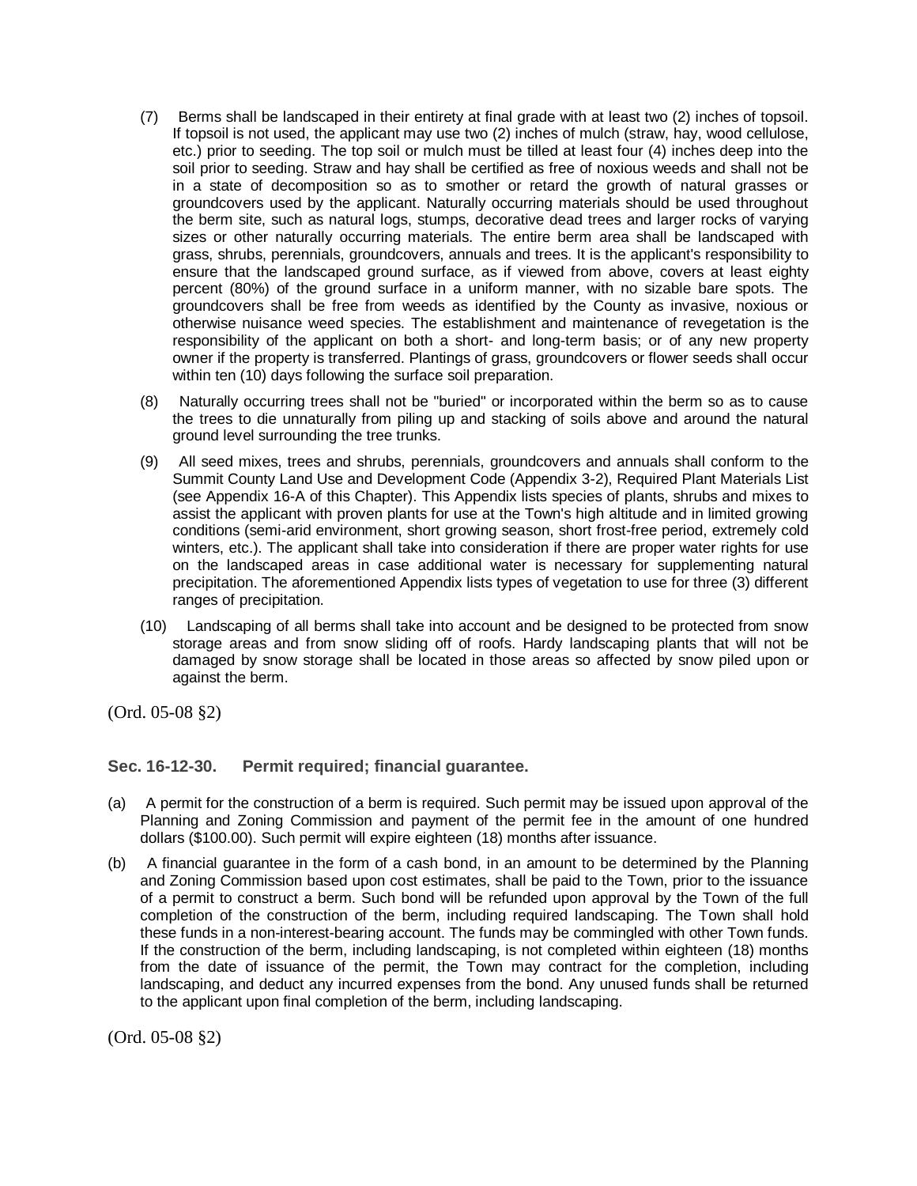(7) Berms shall be landscaped in their entirety at final grade with at least two (2) inches of topsoil. If topsoil is not used, the applicant may use two (2) inches of mulch (straw, hay, wood cellulose, etc.) prior to seeding. The top soil or mulch must be tilled at least four (4) inches deep into the soil prior to seeding. Straw and hay shall be certified as free of noxious weeds and shall not be in a state of decomposition so as to smother or retard the growth of natural grasses or groundcovers used by the applicant. Naturally occurring materials should be used throughout the berm site, such as natural logs, stumps, decorative dead trees and larger rocks of varying sizes or other naturally occurring materials. The entire berm area shall be landscaped with grass, shrubs, perennials, groundcovers, annuals and trees. It is the applicant's responsibility to ensure that the landscaped ground surface, as if viewed from above, covers at least eighty percent (80%) of the ground surface in a uniform manner, with no sizable bare spots. The groundcovers shall be free from weeds as identified by the County as invasive, noxious or otherwise nuisance weed species. The establishment and maintenance of revegetation is the responsibility of the applicant on both a short- and long-term basis; or of any new property owner if the property is transferred. Plantings of grass, groundcovers or flower seeds shall occur within ten (10) days following the surface soil preparation.

(8) Naturally occurring trees shall not be "buried" or incorporated within the berm so as to cause the trees to die unnaturally from piling up and stacking of soils above and around the natural ground level surrounding the tree trunks.

(9) All seed mixes, trees and shrubs, perennials, groundcovers and annuals shall conform to the Summit County Land Use and Development Code (Appendix 3-2), Required Plant Materials List (see Appendix 16-A of this Chapter). This Appendix lists species of plants, shrubs and mixes to assist the applicant with proven plants for use at the Town's high altitude and in limited growing conditions (semi-arid environment, short growing season, short frost-free period, extremely cold winters, etc.). The applicant shall take into consideration if there are proper water rights for use on the landscaped areas in case additional water is necessary for supplementing natural precipitation. The aforementioned Appendix lists types of vegetation to use for three (3) different ranges of precipitation.

(10) Landscaping of all berms shall take into account and be designed to be protected from snow storage areas and from snow sliding off of roofs. Hardy landscaping plants that will not be damaged by snow storage shall be located in those areas so affected by snow piled upon or against the berm.

(Ord. 05-08 §2)

### Sec. 16-12-30. Permit required; financial guarantee.

(a) A permit for the construction of a berm is required. Such permit may be issued upon approval of the Planning and Zoning Commission and payment of the permit fee in the amount of one hundred dollars ($100.00). Such permit will expire eighteen (18) months after issuance.

(b) A financial guarantee in the form of a cash bond, in an amount to be determined by the Planning and Zoning Commission based upon cost estimates, shall be paid to the Town, prior to the issuance of a permit to construct a berm. Such bond will be refunded upon approval by the Town of the full completion of the construction of the berm, including required landscaping. The Town shall hold these funds in a non-interest-bearing account. The funds may be commingled with other Town funds. If the construction of the berm, including landscaping, is not completed within eighteen (18) months from the date of issuance of the permit, the Town may contract for the completion, including landscaping, and deduct any incurred expenses from the bond. Any unused funds shall be returned to the applicant upon final completion of the berm, including landscaping.

(Ord. 05-08 §2)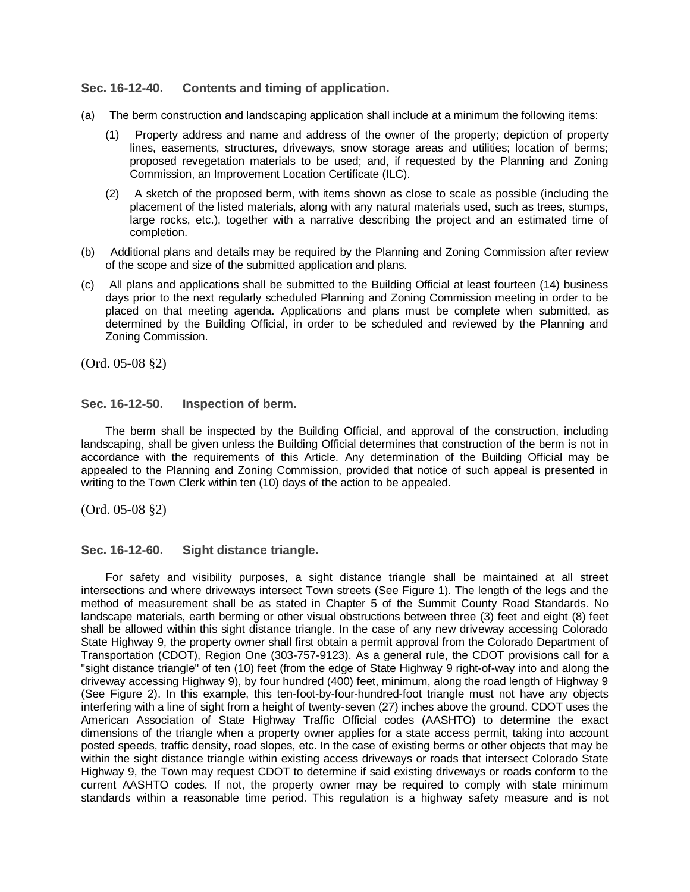### Sec. 16-12-40. Contents and timing of application.

(a) The berm construction and landscaping application shall include at a minimum the following items:

(1) Property address and name and address of the owner of the property; depiction of property lines, easements, structures, driveways, snow storage areas and utilities; location of berms; proposed revegetation materials to be used; and, if requested by the Planning and Zoning Commission, an Improvement Location Certificate (ILC).

(2) A sketch of the proposed berm, with items shown as close to scale as possible (including the placement of the listed materials, along with any natural materials used, such as trees, stumps, large rocks, etc.), together with a narrative describing the project and an estimated time of completion.

(b) Additional plans and details may be required by the Planning and Zoning Commission after review of the scope and size of the submitted application and plans.

(c) All plans and applications shall be submitted to the Building Official at least fourteen (14) business days prior to the next regularly scheduled Planning and Zoning Commission meeting in order to be placed on that meeting agenda. Applications and plans must be complete when submitted, as determined by the Building Official, in order to be scheduled and reviewed by the Planning and Zoning Commission.

(Ord. 05-08 §2)

### Sec. 16-12-50. Inspection of berm.

The berm shall be inspected by the Building Official, and approval of the construction, including landscaping, shall be given unless the Building Official determines that construction of the berm is not in accordance with the requirements of this Article. Any determination of the Building Official may be appealed to the Planning and Zoning Commission, provided that notice of such appeal is presented in writing to the Town Clerk within ten (10) days of the action to be appealed.

(Ord. 05-08 §2)

### Sec. 16-12-60. Sight distance triangle.

For safety and visibility purposes, a sight distance triangle shall be maintained at all street intersections and where driveways intersect Town streets (See Figure 1). The length of the legs and the method of measurement shall be as stated in Chapter 5 of the Summit County Road Standards. No landscape materials, earth berming or other visual obstructions between three (3) feet and eight (8) feet shall be allowed within this sight distance triangle. In the case of any new driveway accessing Colorado State Highway 9, the property owner shall first obtain a permit approval from the Colorado Department of Transportation (CDOT), Region One (303-757-9123). As a general rule, the CDOT provisions call for a "sight distance triangle" of ten (10) feet (from the edge of State Highway 9 right-of-way into and along the driveway accessing Highway 9), by four hundred (400) feet, minimum, along the road length of Highway 9 (See Figure 2). In this example, this ten-foot-by-four-hundred-foot triangle must not have any objects interfering with a line of sight from a height of twenty-seven (27) inches above the ground. CDOT uses the American Association of State Highway Traffic Official codes (AASHTO) to determine the exact dimensions of the triangle when a property owner applies for a state access permit, taking into account posted speeds, traffic density, road slopes, etc. In the case of existing berms or other objects that may be within the sight distance triangle within existing access driveways or roads that intersect Colorado State Highway 9, the Town may request CDOT to determine if said existing driveways or roads conform to the current AASHTO codes. If not, the property owner may be required to comply with state minimum standards within a reasonable time period. This regulation is a highway safety measure and is not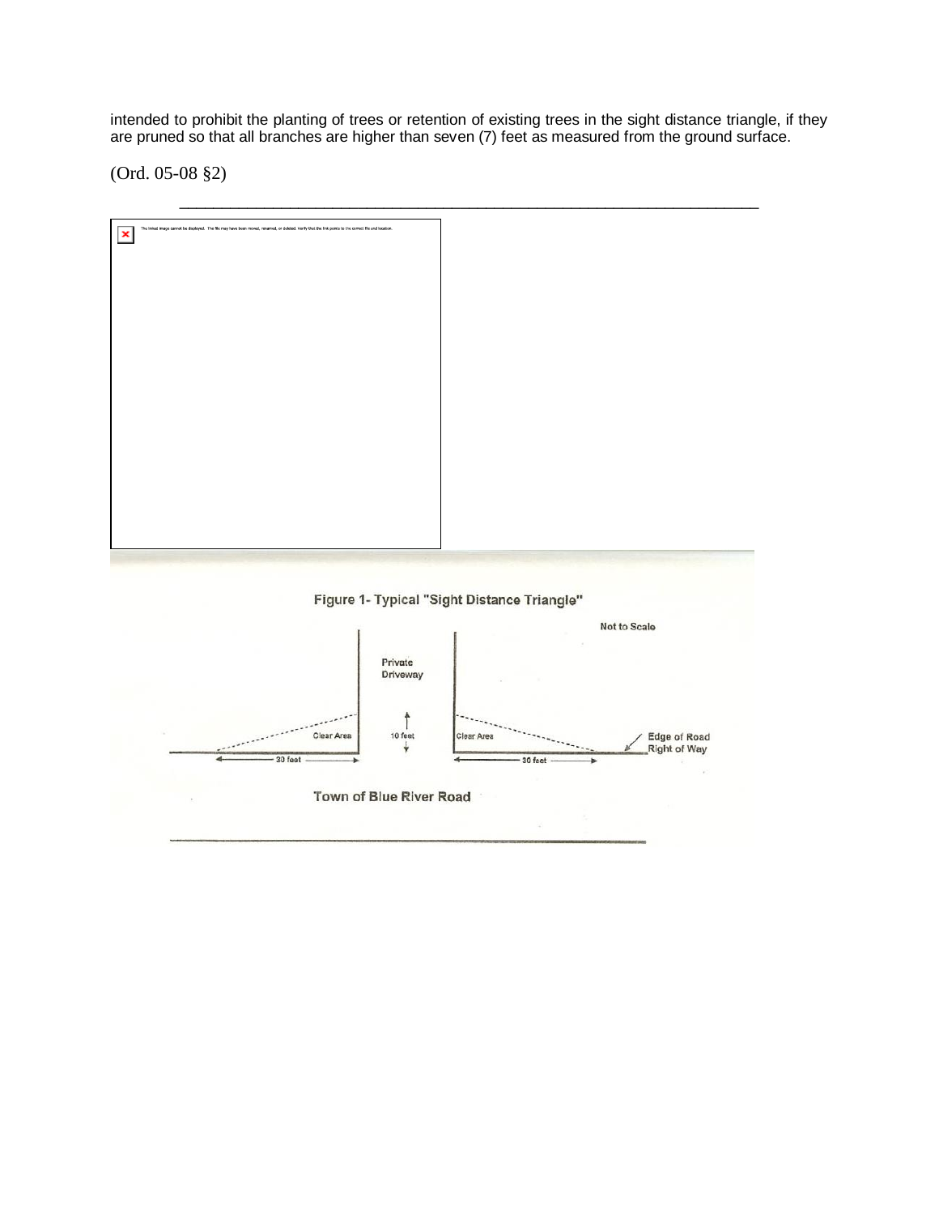intended to prohibit the planting of trees or retention of existing trees in the sight distance triangle, if they are pruned so that all branches are higher than seven (7) feet as measured from the ground surface.

(Ord. 05-08 §2)

Figure 1- Typical "Sight Distance Triangle"

Not to Scale

Private Driveway

Clear Area

10 feet

Clear Area

Edge of Road Right of Way

30 feet

30 feet

Town of Blue River Road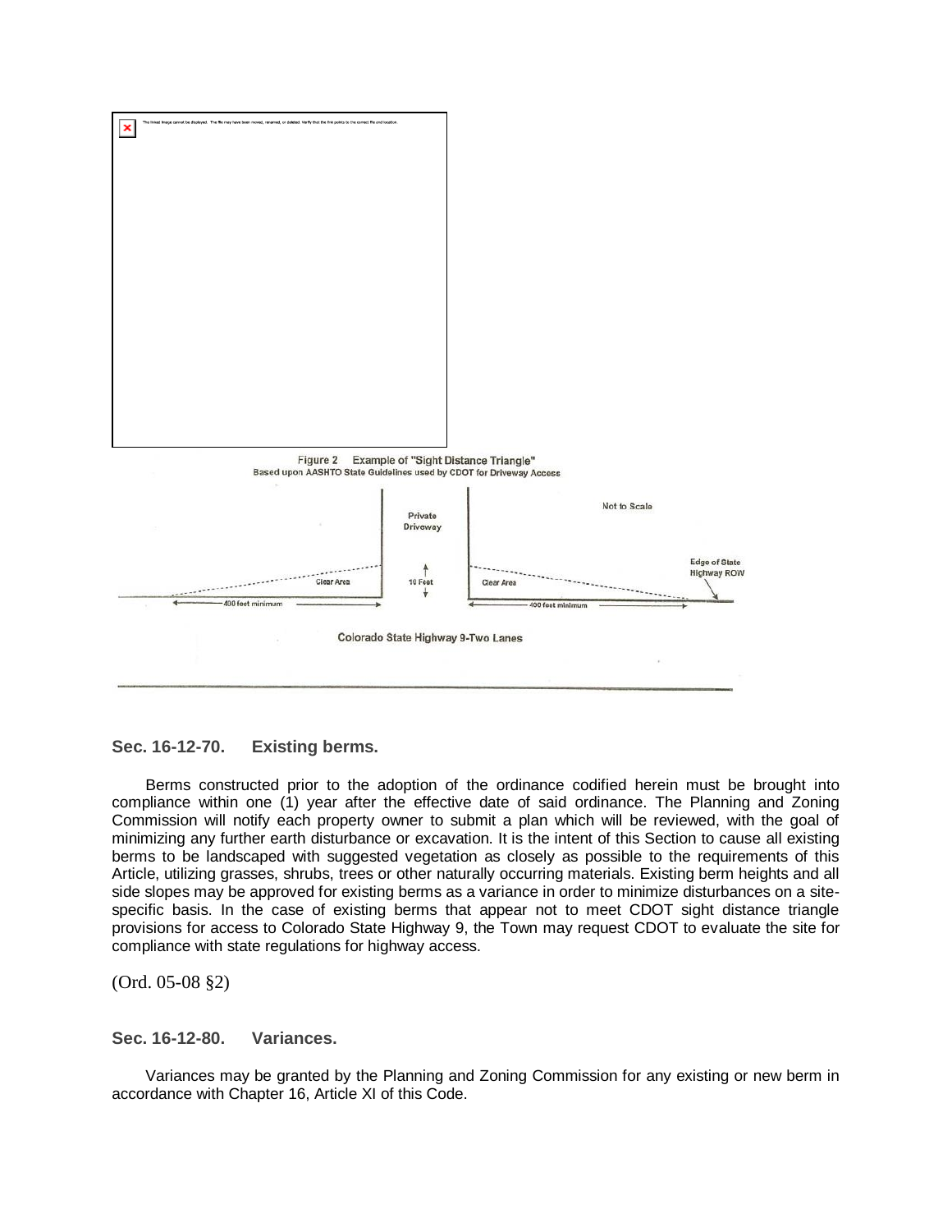The linked image cannot be displayed. The file may have been moved, renamed, or deleted. Verify that the link points to the correct file and location.

Figure 2 Example of "Sight Distance Triangle"
Based upon AASHTO State Guidelines used by CDOT for Driveway Access

Private Driveway

Not to Scale

Edge of State Highway ROW

Clear Area

10 Feet

Clear Area

400 feet minimum

400 feet minimum

Colorado State Highway 9-Two Lanes

### Sec. 16-12-70. Existing berms.

Berms constructed prior to the adoption of the ordinance codified herein must be brought into compliance within one (1) year after the effective date of said ordinance. The Planning and Zoning Commission will notify each property owner to submit a plan which will be reviewed, with the goal of minimizing any further earth disturbance or excavation. It is the intent of this Section to cause all existing berms to be landscaped with suggested vegetation as closely as possible to the requirements of this Article, utilizing grasses, shrubs, trees or other naturally occurring materials. Existing berm heights and all side slopes may be approved for existing berms as a variance in order to minimize disturbances on a site-specific basis. In the case of existing berms that appear not to meet CDOT sight distance triangle provisions for access to Colorado State Highway 9, the Town may request CDOT to evaluate the site for compliance with state regulations for highway access.

(Ord. 05-08 §2)

### Sec. 16-12-80. Variances.

Variances may be granted by the Planning and Zoning Commission for any existing or new berm in accordance with Chapter 16, Article XI of this Code.